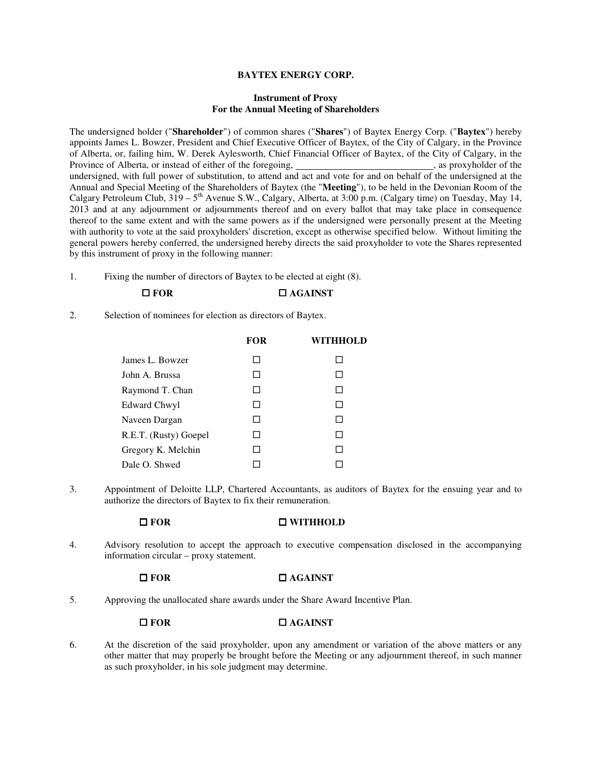**BAYTEX ENERGY CORP.**

**Instrument of Proxy**
**For the Annual Meeting of Shareholders**

The undersigned holder ("**Shareholder**") of common shares ("**Shares**") of Baytex Energy Corp. ("**Baytex**") hereby appoints James L. Bowzer, President and Chief Executive Officer of Baytex, of the City of Calgary, in the Province of Alberta, or, failing him, W. Derek Aylesworth, Chief Financial Officer of Baytex, of the City of Calgary, in the Province of Alberta, or instead of either of the foregoing, ____________________________, as proxyholder of the undersigned, with full power of substitution, to attend and act and vote for and on behalf of the undersigned at the Annual and Special Meeting of the Shareholders of Baytex (the "**Meeting**"), to be held in the Devonian Room of the Calgary Petroleum Club, 319 – 5th Avenue S.W., Calgary, Alberta, at 3:00 p.m. (Calgary time) on Tuesday, May 14, 2013 and at any adjournment or adjournments thereof and on every ballot that may take place in consequence thereof to the same extent and with the same powers as if the undersigned were personally present at the Meeting with authority to vote at the said proxyholders' discretion, except as otherwise specified below. Without limiting the general powers hereby conferred, the undersigned hereby directs the said proxyholder to vote the Shares represented by this instrument of proxy in the following manner:

1. Fixing the number of directors of Baytex to be elected at eight (8).

   ☐ **FOR** ☐ **AGAINST**

2. Selection of nominees for election as directors of Baytex.

| | **FOR** | **WITHHOLD** |
|---|---|---|
| James L. Bowzer | ☐ | ☐ |
| John A. Brussa | ☐ | ☐ |
| Raymond T. Chan | ☐ | ☐ |
| Edward Chwyl | ☐ | ☐ |
| Naveen Dargan | ☐ | ☐ |
| R.E.T. (Rusty) Goepel | ☐ | ☐ |
| Gregory K. Melchin | ☐ | ☐ |
| Dale O. Shwed | ☐ | ☐ |

3. Appointment of Deloitte LLP, Chartered Accountants, as auditors of Baytex for the ensuing year and to authorize the directors of Baytex to fix their remuneration.

   ☐ **FOR** ☐ **WITHHOLD**

4. Advisory resolution to accept the approach to executive compensation disclosed in the accompanying information circular – proxy statement.

   ☐ **FOR** ☐ **AGAINST**

5. Approving the unallocated share awards under the Share Award Incentive Plan.

   ☐ **FOR** ☐ **AGAINST**

6. At the discretion of the said proxyholder, upon any amendment or variation of the above matters or any other matter that may properly be brought before the Meeting or any adjournment thereof, in such manner as such proxyholder, in his sole judgment may determine.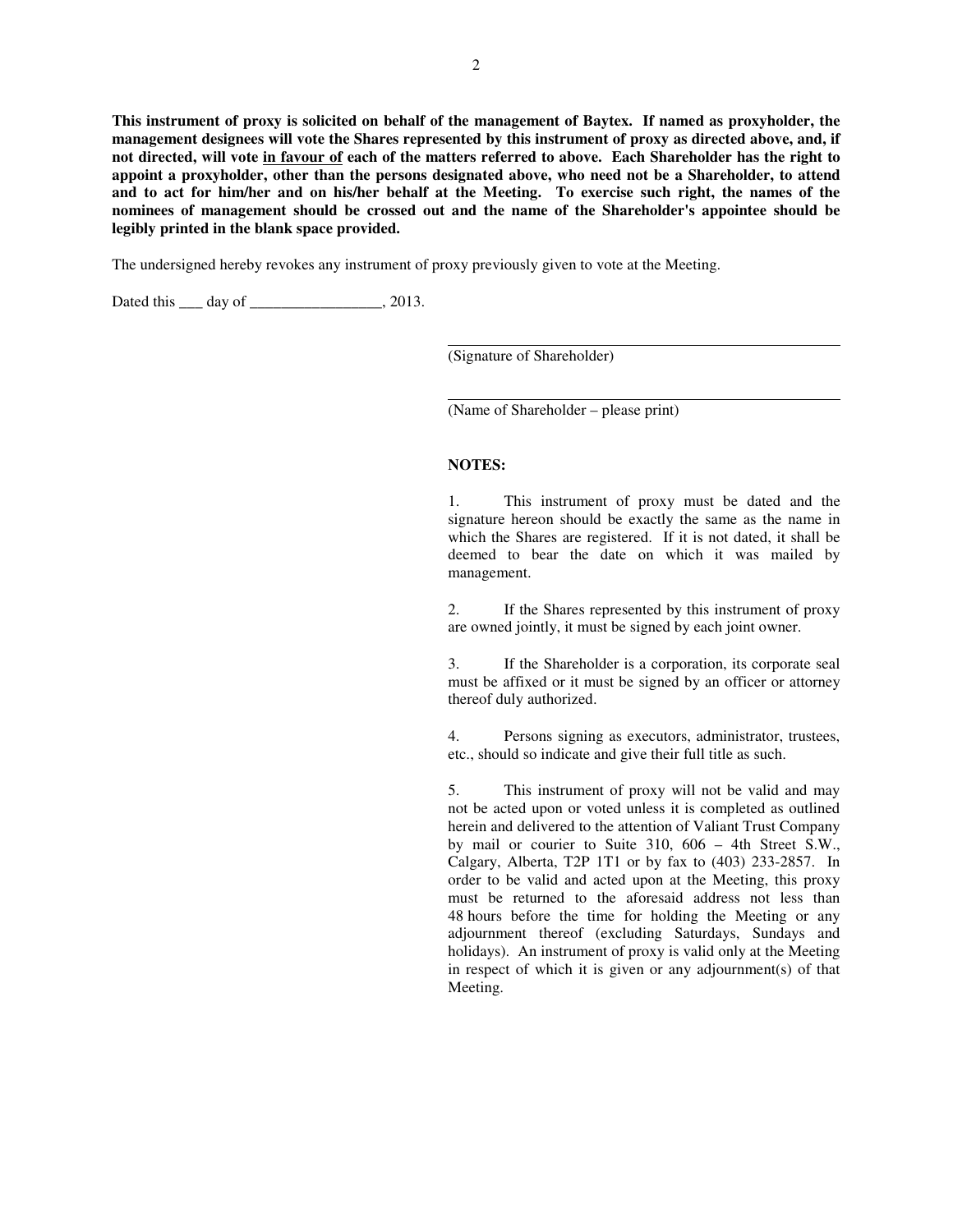**This instrument of proxy is solicited on behalf of the management of Baytex. If named as proxyholder, the management designees will vote the Shares represented by this instrument of proxy as directed above, and, if not directed, will vote <u>in favour of</u> each of the matters referred to above. Each Shareholder has the right to appoint a proxyholder, other than the persons designated above, who need not be a Shareholder, to attend and to act for him/her and on his/her behalf at the Meeting. To exercise such right, the names of the nominees of management should be crossed out and the name of the Shareholder's appointee should be legibly printed in the blank space provided.**

The undersigned hereby revokes any instrument of proxy previously given to vote at the Meeting.

Dated this ___ day of _________________, 2013.

______________________________________________
(Signature of Shareholder)

______________________________________________
(Name of Shareholder – please print)

**NOTES:**

1. This instrument of proxy must be dated and the signature hereon should be exactly the same as the name in which the Shares are registered. If it is not dated, it shall be deemed to bear the date on which it was mailed by management.

2. If the Shares represented by this instrument of proxy are owned jointly, it must be signed by each joint owner.

3. If the Shareholder is a corporation, its corporate seal must be affixed or it must be signed by an officer or attorney thereof duly authorized.

4. Persons signing as executors, administrator, trustees, etc., should so indicate and give their full title as such.

5. This instrument of proxy will not be valid and may not be acted upon or voted unless it is completed as outlined herein and delivered to the attention of Valiant Trust Company by mail or courier to Suite 310, 606 – 4th Street S.W., Calgary, Alberta, T2P 1T1 or by fax to (403) 233-2857. In order to be valid and acted upon at the Meeting, this proxy must be returned to the aforesaid address not less than 48 hours before the time for holding the Meeting or any adjournment thereof (excluding Saturdays, Sundays and holidays). An instrument of proxy is valid only at the Meeting in respect of which it is given or any adjournment(s) of that Meeting.